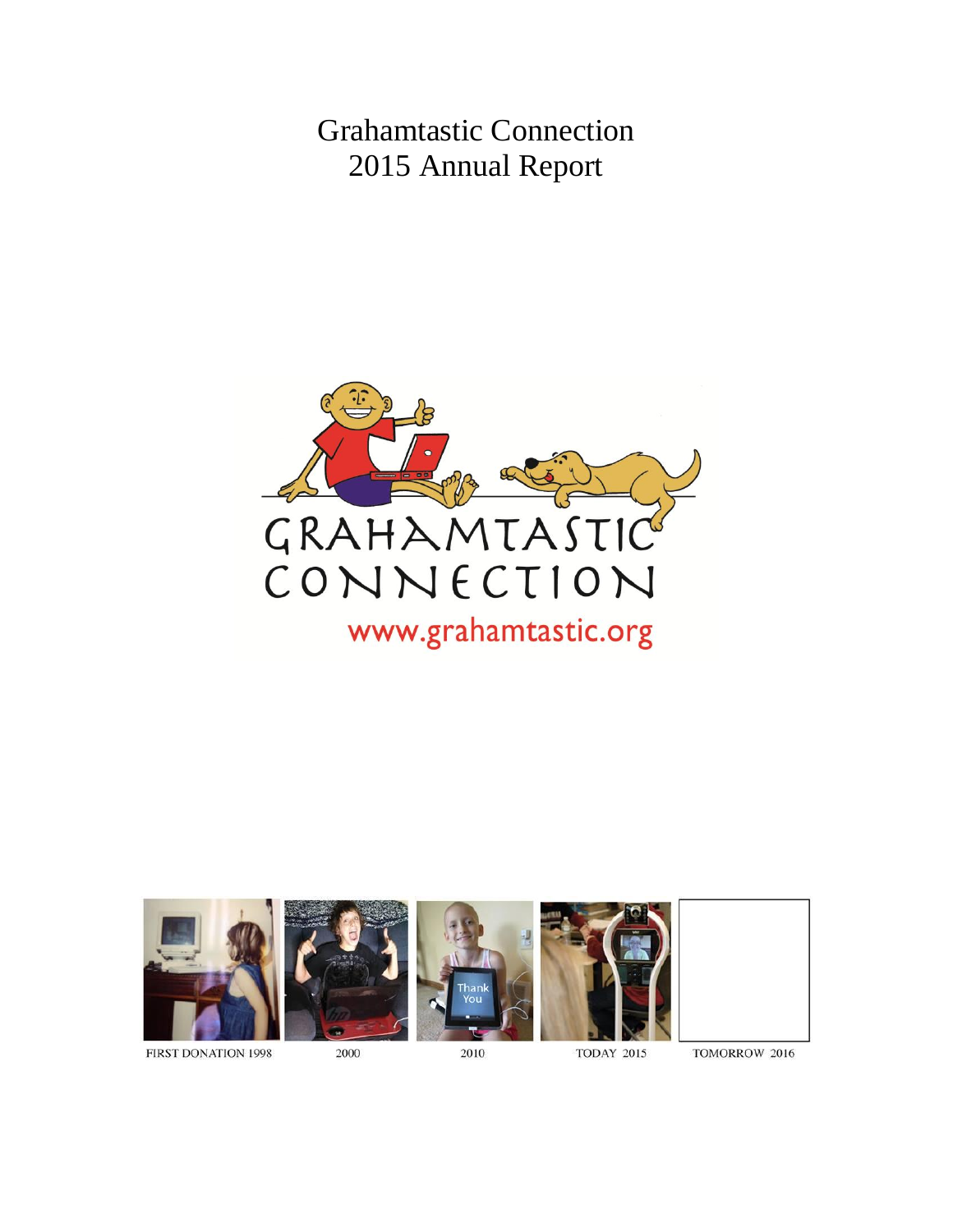# Grahamtastic Connection
# 2015 Annual Report

GRAHAMTASTIC CONNECTION

www.grahamtastic.org

FIRST DONATION 1998 | 2000 | 2010 | TODAY 2015 | TOMORROW 2016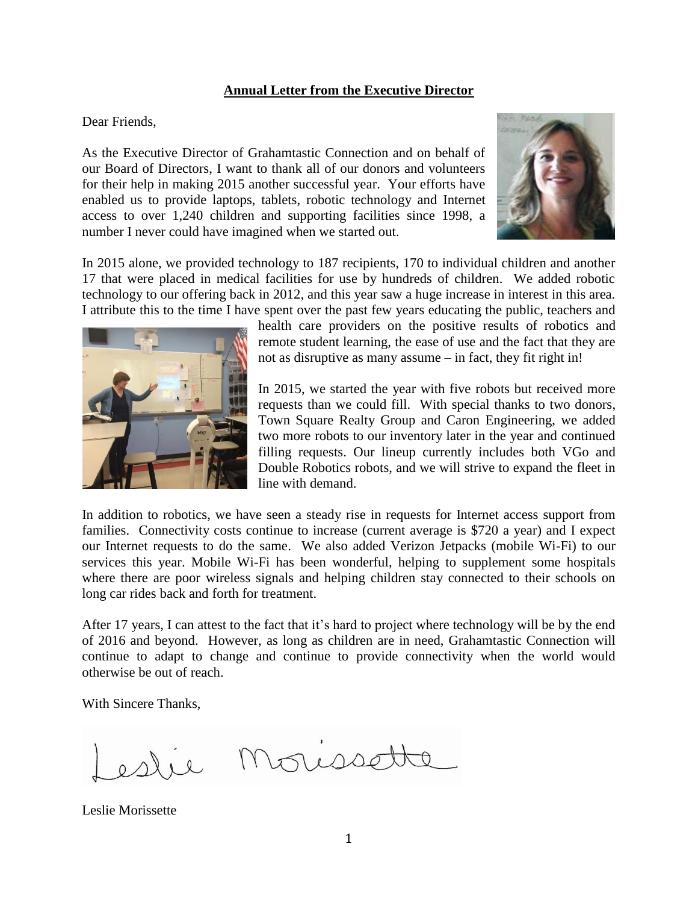## Annual Letter from the Executive Director

Dear Friends,

As the Executive Director of Grahamtastic Connection and on behalf of our Board of Directors, I want to thank all of our donors and volunteers for their help in making 2015 another successful year. Your efforts have enabled us to provide laptops, tablets, robotic technology and Internet access to over 1,240 children and supporting facilities since 1998, a number I never could have imagined when we started out.

In 2015 alone, we provided technology to 187 recipients, 170 to individual children and another 17 that were placed in medical facilities for use by hundreds of children. We added robotic technology to our offering back in 2012, and this year saw a huge increase in interest in this area. I attribute this to the time I have spent over the past few years educating the public, teachers and health care providers on the positive results of robotics and remote student learning, the ease of use and the fact that they are not as disruptive as many assume – in fact, they fit right in!

In 2015, we started the year with five robots but received more requests than we could fill. With special thanks to two donors, Town Square Realty Group and Caron Engineering, we added two more robots to our inventory later in the year and continued filling requests. Our lineup currently includes both VGo and Double Robotics robots, and we will strive to expand the fleet in line with demand.

In addition to robotics, we have seen a steady rise in requests for Internet access support from families. Connectivity costs continue to increase (current average is $720 a year) and I expect our Internet requests to do the same. We also added Verizon Jetpacks (mobile Wi-Fi) to our services this year. Mobile Wi-Fi has been wonderful, helping to supplement some hospitals where there are poor wireless signals and helping children stay connected to their schools on long car rides back and forth for treatment.

After 17 years, I can attest to the fact that it's hard to project where technology will be by the end of 2016 and beyond. However, as long as children are in need, Grahamtastic Connection will continue to adapt to change and continue to provide connectivity when the world would otherwise be out of reach.

With Sincere Thanks,

Leslie Morissette

Leslie Morissette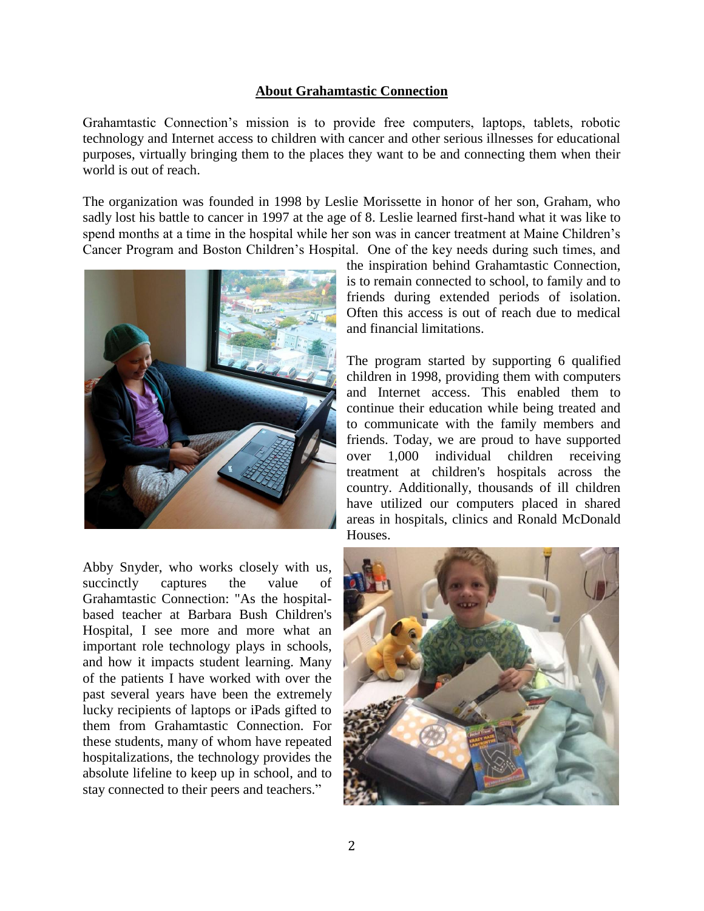## About Grahamtastic Connection

Grahamtastic Connection's mission is to provide free computers, laptops, tablets, robotic technology and Internet access to children with cancer and other serious illnesses for educational purposes, virtually bringing them to the places they want to be and connecting them when their world is out of reach.

The organization was founded in 1998 by Leslie Morissette in honor of her son, Graham, who sadly lost his battle to cancer in 1997 at the age of 8. Leslie learned first-hand what it was like to spend months at a time in the hospital while her son was in cancer treatment at Maine Children's Cancer Program and Boston Children's Hospital. One of the key needs during such times, and the inspiration behind Grahamtastic Connection, is to remain connected to school, to family and to friends during extended periods of isolation. Often this access is out of reach due to medical and financial limitations.

The program started by supporting 6 qualified children in 1998, providing them with computers and Internet access. This enabled them to continue their education while being treated and to communicate with the family members and friends. Today, we are proud to have supported over 1,000 individual children receiving treatment at children's hospitals across the country. Additionally, thousands of ill children have utilized our computers placed in shared areas in hospitals, clinics and Ronald McDonald Houses.

Abby Snyder, who works closely with us, succinctly captures the value of Grahamtastic Connection: "As the hospital-based teacher at Barbara Bush Children's Hospital, I see more and more what an important role technology plays in schools, and how it impacts student learning. Many of the patients I have worked with over the past several years have been the extremely lucky recipients of laptops or iPads gifted to them from Grahamtastic Connection. For these students, many of whom have repeated hospitalizations, the technology provides the absolute lifeline to keep up in school, and to stay connected to their peers and teachers."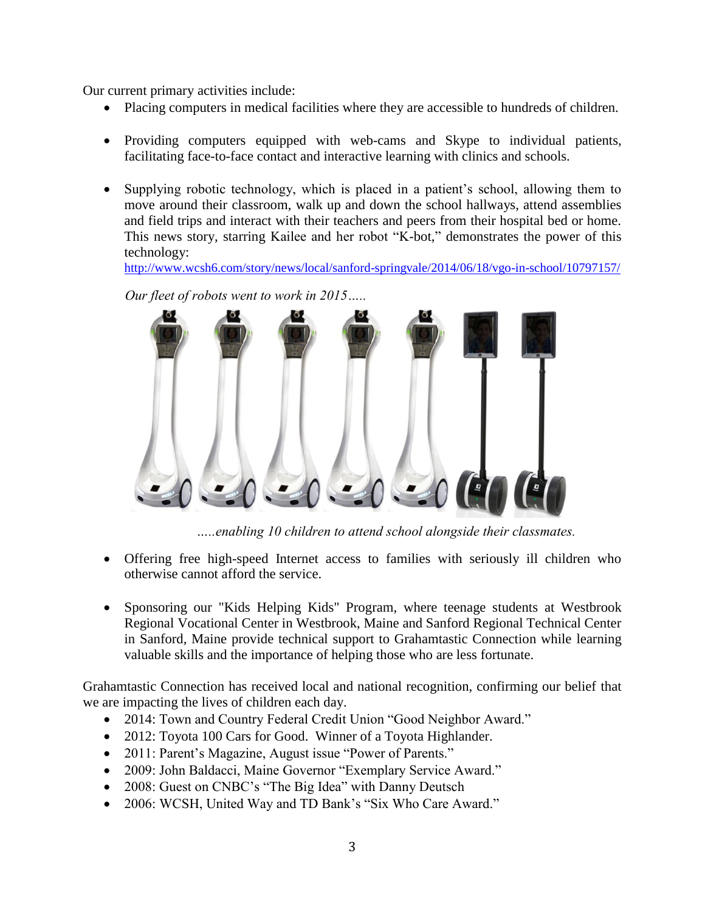Our current primary activities include:

- Placing computers in medical facilities where they are accessible to hundreds of children.

- Providing computers equipped with web-cams and Skype to individual patients, facilitating face-to-face contact and interactive learning with clinics and schools.

- Supplying robotic technology, which is placed in a patient's school, allowing them to move around their classroom, walk up and down the school hallways, attend assemblies and field trips and interact with their teachers and peers from their hospital bed or home. This news story, starring Kailee and her robot "K-bot," demonstrates the power of this technology: http://www.wcsh6.com/story/news/local/sanford-springvale/2014/06/18/vgo-in-school/10797157/

  *Our fleet of robots went to work in 2015…..*

  *…..enabling 10 children to attend school alongside their classmates.*

- Offering free high-speed Internet access to families with seriously ill children who otherwise cannot afford the service.

- Sponsoring our "Kids Helping Kids" Program, where teenage students at Westbrook Regional Vocational Center in Westbrook, Maine and Sanford Regional Technical Center in Sanford, Maine provide technical support to Grahamtastic Connection while learning valuable skills and the importance of helping those who are less fortunate.

Grahamtastic Connection has received local and national recognition, confirming our belief that we are impacting the lives of children each day.

- 2014: Town and Country Federal Credit Union "Good Neighbor Award."
- 2012: Toyota 100 Cars for Good. Winner of a Toyota Highlander.
- 2011: Parent's Magazine, August issue "Power of Parents."
- 2009: John Baldacci, Maine Governor "Exemplary Service Award."
- 2008: Guest on CNBC's "The Big Idea" with Danny Deutsch
- 2006: WCSH, United Way and TD Bank's "Six Who Care Award."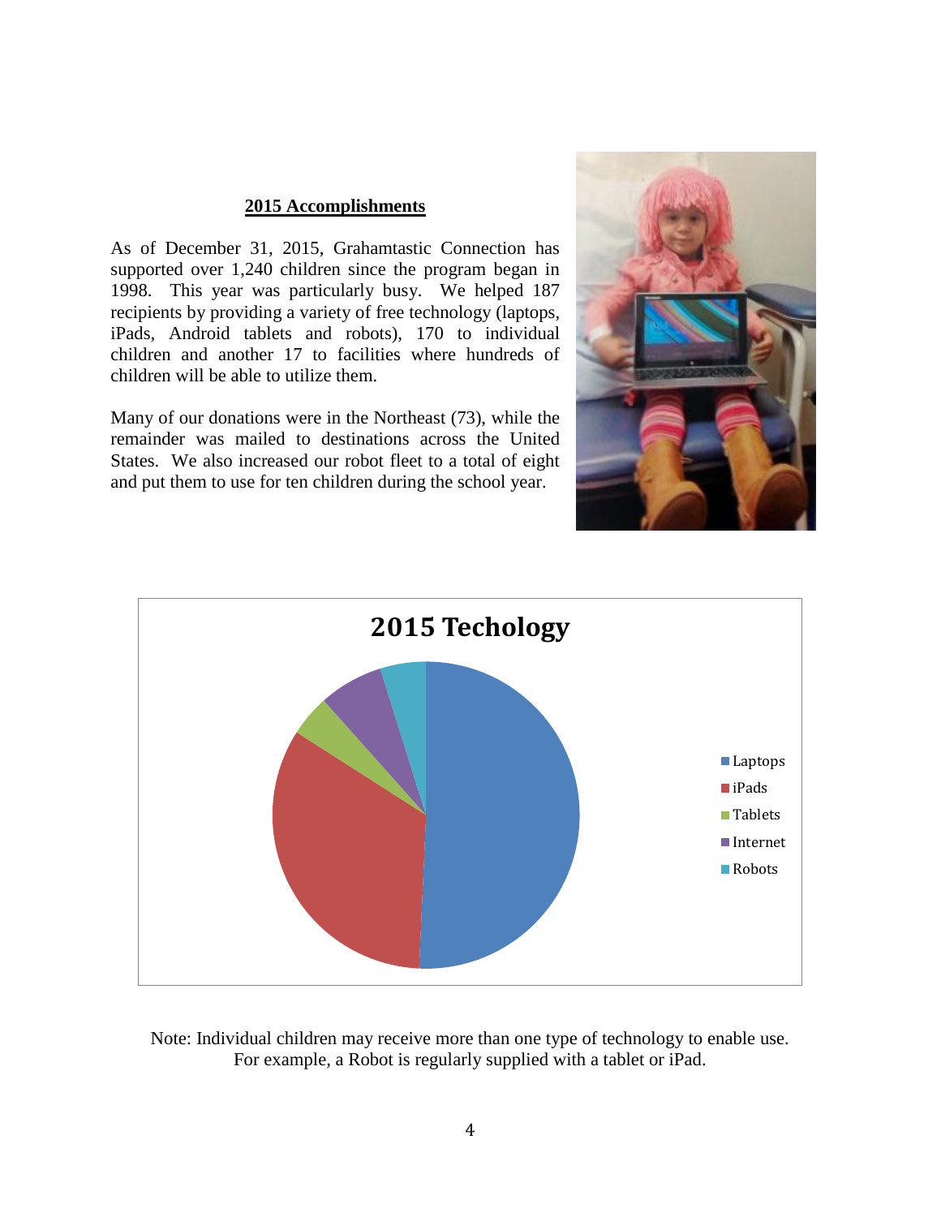## 2015 Accomplishments

As of December 31, 2015, Grahamtastic Connection has supported over 1,240 children since the program began in 1998. This year was particularly busy. We helped 187 recipients by providing a variety of free technology (laptops, iPads, Android tablets and robots), 170 to individual children and another 17 to facilities where hundreds of children will be able to utilize them.

Many of our donations were in the Northeast (73), while the remainder was mailed to destinations across the United States. We also increased our robot fleet to a total of eight and put them to use for ten children during the school year.

**2015 Techology**

- Laptops
- iPads
- Tablets
- Internet
- Robots

Note: Individual children may receive more than one type of technology to enable use. For example, a Robot is regularly supplied with a tablet or iPad.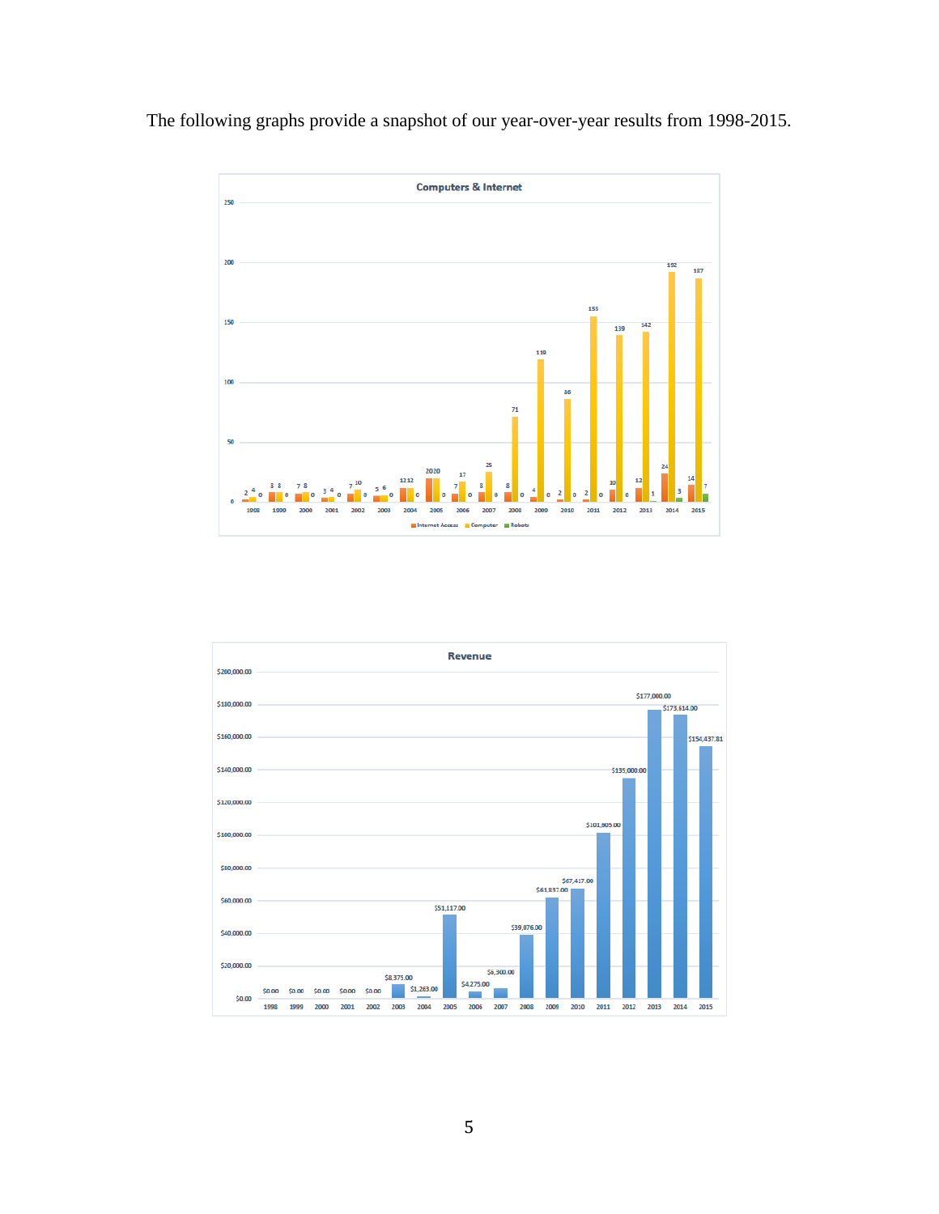The following graphs provide a snapshot of our year-over-year results from 1998-2015.

**Computers & Internet**

| Year | Internet Access | Computer | Robots |
|---|---|---|---|
| 1998 | 2 | 4 | 0 |
| 1999 | 8 | 8 | 0 |
| 2000 | 7 | 8 | 0 |
| 2001 | 3 | 4 | 0 |
| 2002 | 7 | 10 | 0 |
| 2003 | 5 | 6 | 0 |
| 2004 | 12 | 12 | 0 |
| 2005 | 20 | 20 | 0 |
| 2006 | 7 | 17 | 0 |
| 2007 | 8 | 25 | 0 |
| 2008 | 8 | 71 | 0 |
| 2009 | 4 | 119 | 0 |
| 2010 | 2 | 86 | 0 |
| 2011 | 2 | 155 | 0 |
| 2012 | 10 | 139 | 0 |
| 2013 | 12 | 142 | 1 |
| 2014 | 24 | 192 | 3 |
| 2015 | 14 | 187 | 7 |

**Revenue**

| Year | Revenue |
|---|---|
| 1998 | $0.00 |
| 1999 | $0.00 |
| 2000 | $0.00 |
| 2001 | $0.00 |
| 2002 | $0.00 |
| 2003 | $8,375.00 |
| 2004 | $1,263.00 |
| 2005 | $51,117.00 |
| 2006 | $4,275.00 |
| 2007 | $6,300.00 |
| 2008 | $39,076.00 |
| 2009 | $61,837.00 |
| 2010 | $67,417.00 |
| 2011 | $101,805.00 |
| 2012 | $135,000.00 |
| 2013 | $177,000.00 |
| 2014 | $173,614.00 |
| 2015 | $154,437.81 |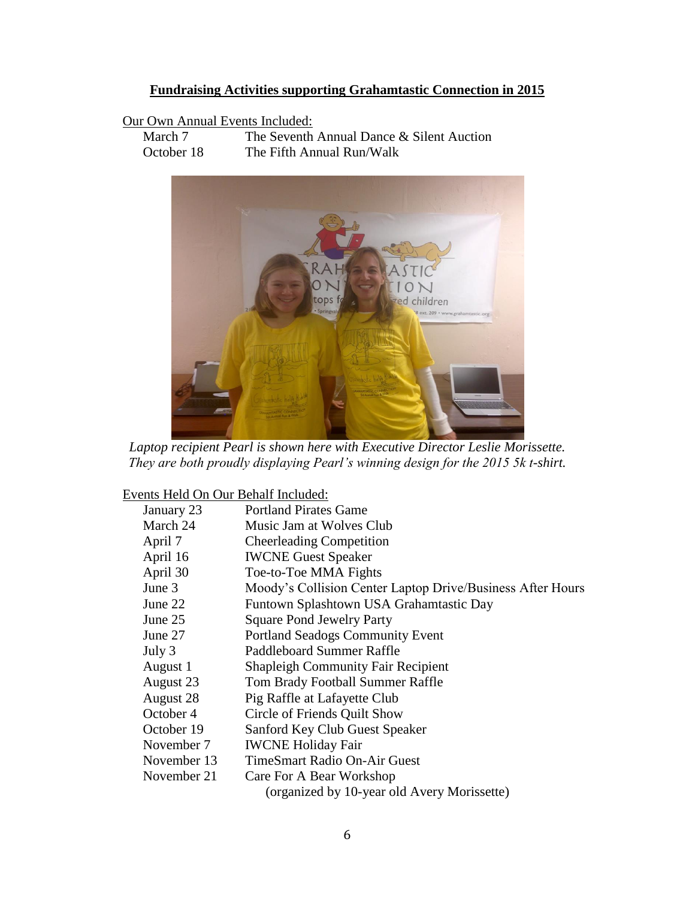## Fundraising Activities supporting Grahamtastic Connection in 2015

Our Own Annual Events Included:

| | |
|---|---|
| March 7 | The Seventh Annual Dance & Silent Auction |
| October 18 | The Fifth Annual Run/Walk |

*Laptop recipient Pearl is shown here with Executive Director Leslie Morissette. They are both proudly displaying Pearl's winning design for the 2015 5k t-shirt.*

Events Held On Our Behalf Included:

| | |
|---|---|
| January 23 | Portland Pirates Game |
| March 24 | Music Jam at Wolves Club |
| April 7 | Cheerleading Competition |
| April 16 | IWCNE Guest Speaker |
| April 30 | Toe-to-Toe MMA Fights |
| June 3 | Moody's Collision Center Laptop Drive/Business After Hours |
| June 22 | Funtown Splashtown USA Grahamtastic Day |
| June 25 | Square Pond Jewelry Party |
| June 27 | Portland Seadogs Community Event |
| July 3 | Paddleboard Summer Raffle |
| August 1 | Shapleigh Community Fair Recipient |
| August 23 | Tom Brady Football Summer Raffle |
| August 28 | Pig Raffle at Lafayette Club |
| October 4 | Circle of Friends Quilt Show |
| October 19 | Sanford Key Club Guest Speaker |
| November 7 | IWCNE Holiday Fair |
| November 13 | TimeSmart Radio On-Air Guest |
| November 21 | Care For A Bear Workshop (organized by 10-year old Avery Morissette) |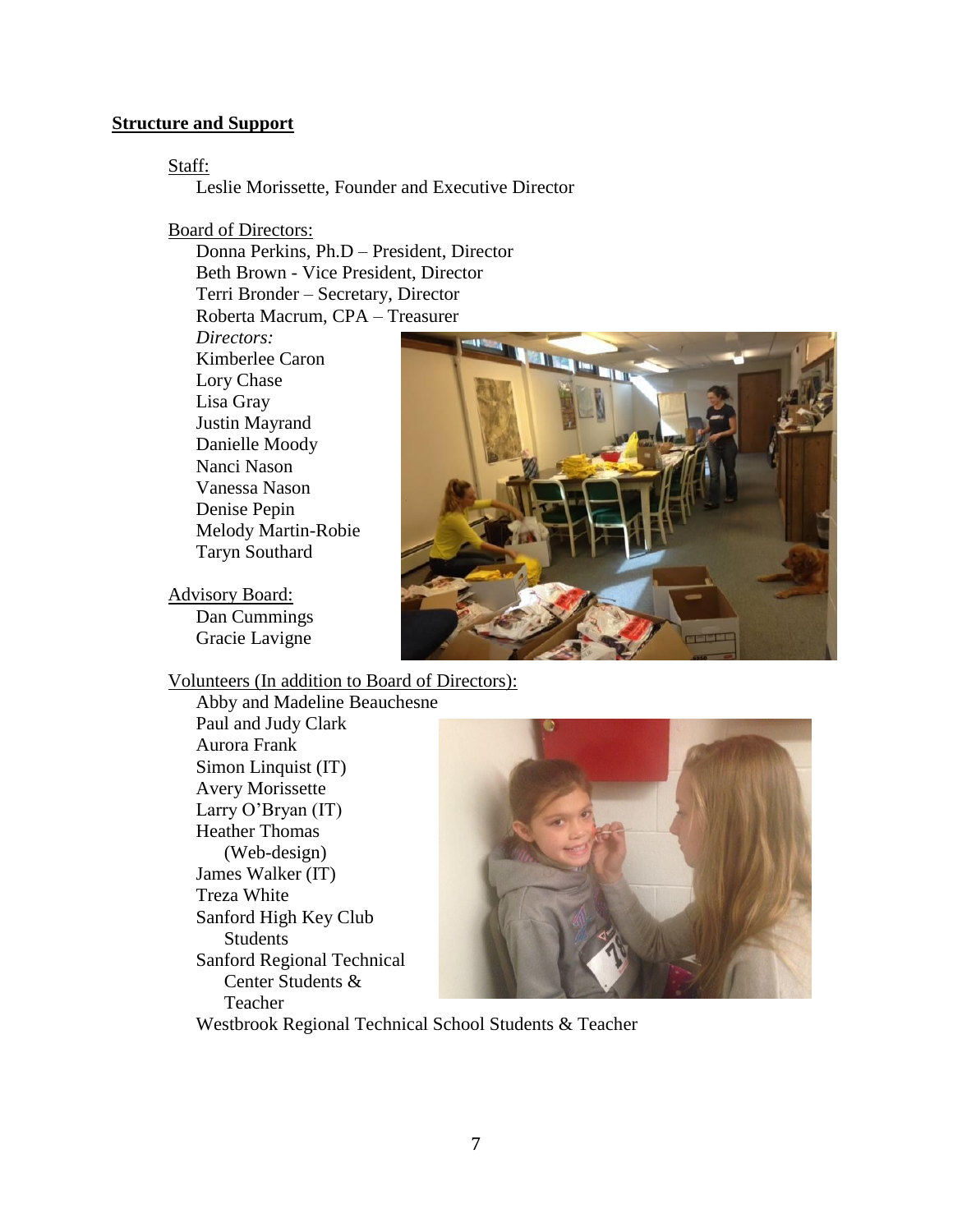## Structure and Support

Staff:

Leslie Morissette, Founder and Executive Director

Board of Directors:

Donna Perkins, Ph.D – President, Director
Beth Brown - Vice President, Director
Terri Bronder – Secretary, Director
Roberta Macrum, CPA – Treasurer

*Directors:*

Kimberlee Caron
Lory Chase
Lisa Gray
Justin Mayrand
Danielle Moody
Nanci Nason
Vanessa Nason
Denise Pepin
Melody Martin-Robie
Taryn Southard

Advisory Board:

Dan Cummings
Gracie Lavigne

Volunteers (In addition to Board of Directors):

Abby and Madeline Beauchesne
Paul and Judy Clark
Aurora Frank
Simon Linquist (IT)
Avery Morissette
Larry O'Bryan (IT)
Heather Thomas (Web-design)
James Walker (IT)
Treza White
Sanford High Key Club Students
Sanford Regional Technical Center Students & Teacher
Westbrook Regional Technical School Students & Teacher